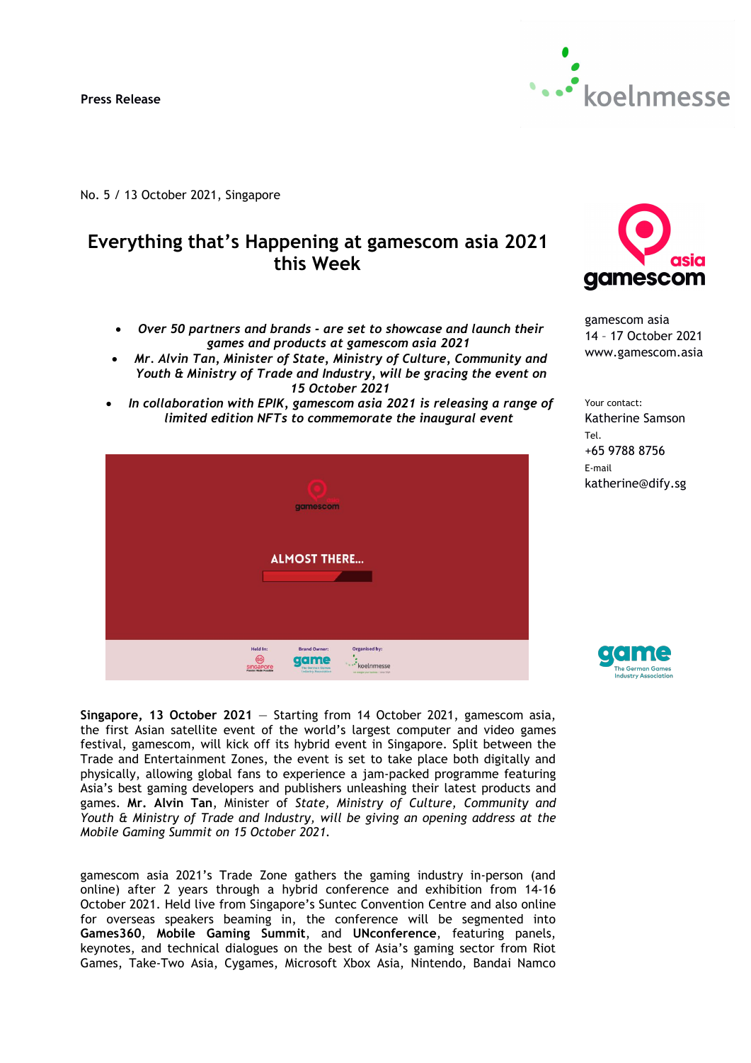**Press Release**

No. 5 / 13 October 2021, Singapore

# Everything that's Happening at gamescom asia 2021 this Week

- *Over 50 partners and brands - are set to showcase and launch their games and products at gamescom asia 2021*
- *Mr. Alvin Tan, Minister of State, Ministry of Culture, Community and Youth & Ministry of Trade and Industry, will be gracing the event on 15 October 2021*
- *In collaboration with EPIK, gamescom asia 2021 is releasing a range of limited edition NFTs to commemorate the inaugural event*

gamescom asia
14 – 17 October 2021
www.gamescom.asia

Your contact:
Katherine Samson
Tel.
+65 9788 8756
E-mail
katherine@dify.sg

**Singapore, 13 October 2021** — Starting from 14 October 2021, gamescom asia, the first Asian satellite event of the world's largest computer and video games festival, gamescom, will kick off its hybrid event in Singapore. Split between the Trade and Entertainment Zones, the event is set to take place both digitally and physically, allowing global fans to experience a jam-packed programme featuring Asia's best gaming developers and publishers unleashing their latest products and games. **Mr. Alvin Tan**, Minister of *State, Ministry of Culture, Community and Youth & Ministry of Trade and Industry, will be giving an opening address at the Mobile Gaming Summit on 15 October 2021.*

gamescom asia 2021's Trade Zone gathers the gaming industry in-person (and online) after 2 years through a hybrid conference and exhibition from 14-16 October 2021. Held live from Singapore's Suntec Convention Centre and also online for overseas speakers beaming in, the conference will be segmented into **Games360**, **Mobile Gaming Summit**, and **UNconference**, featuring panels, keynotes, and technical dialogues on the best of Asia's gaming sector from Riot Games, Take-Two Asia, Cygames, Microsoft Xbox Asia, Nintendo, Bandai Namco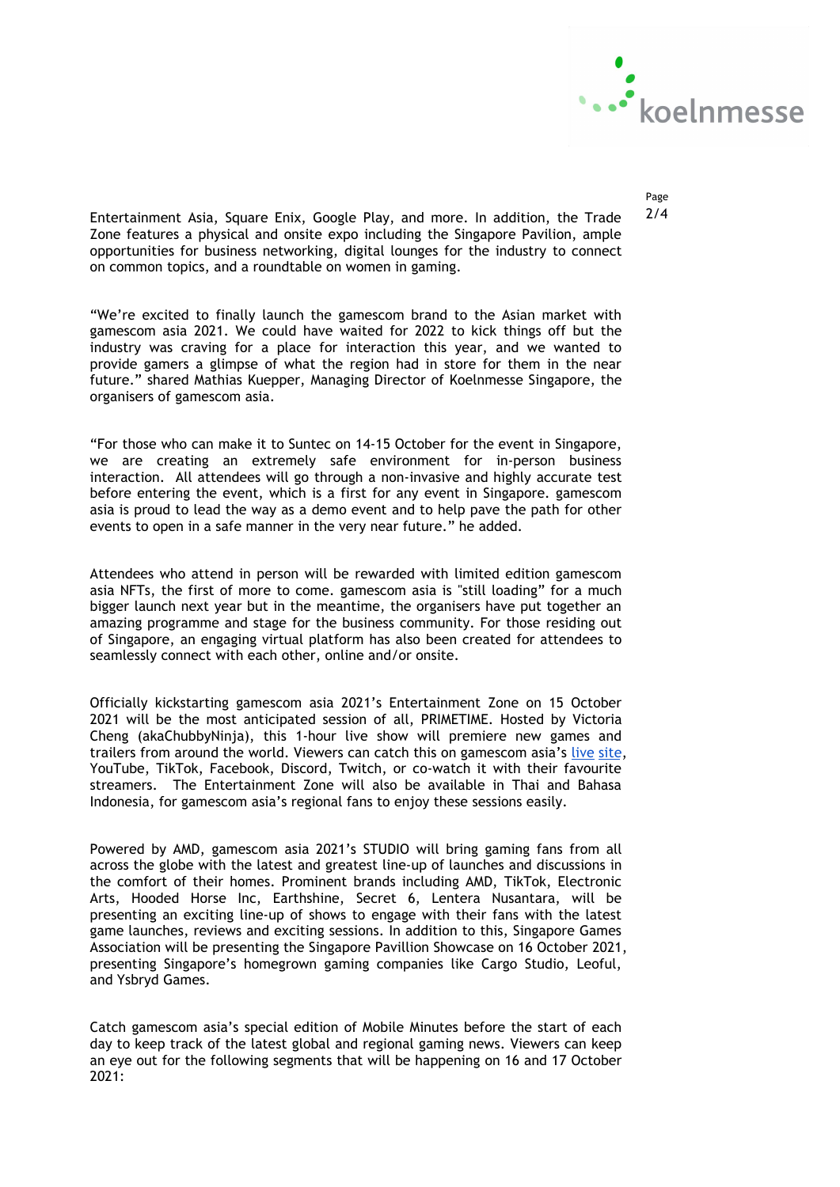Entertainment Asia, Square Enix, Google Play, and more. In addition, the Trade Zone features a physical and onsite expo including the Singapore Pavilion, ample opportunities for business networking, digital lounges for the industry to connect on common topics, and a roundtable on women in gaming.

"We're excited to finally launch the gamescom brand to the Asian market with gamescom asia 2021. We could have waited for 2022 to kick things off but the industry was craving for a place for interaction this year, and we wanted to provide gamers a glimpse of what the region had in store for them in the near future." shared Mathias Kuepper, Managing Director of Koelnmesse Singapore, the organisers of gamescom asia.

"For those who can make it to Suntec on 14-15 October for the event in Singapore, we are creating an extremely safe environment for in-person business interaction. All attendees will go through a non-invasive and highly accurate test before entering the event, which is a first for any event in Singapore. gamescom asia is proud to lead the way as a demo event and to help pave the path for other events to open in a safe manner in the very near future." he added.

Attendees who attend in person will be rewarded with limited edition gamescom asia NFTs, the first of more to come. gamescom asia is "still loading" for a much bigger launch next year but in the meantime, the organisers have put together an amazing programme and stage for the business community. For those residing out of Singapore, an engaging virtual platform has also been created for attendees to seamlessly connect with each other, online and/or onsite.

Officially kickstarting gamescom asia 2021's Entertainment Zone on 15 October 2021 will be the most anticipated session of all, PRIMETIME. Hosted by Victoria Cheng (akaChubbyNinja), this 1-hour live show will premiere new games and trailers from around the world. Viewers can catch this on gamescom asia's live site, YouTube, TikTok, Facebook, Discord, Twitch, or co-watch it with their favourite streamers. The Entertainment Zone will also be available in Thai and Bahasa Indonesia, for gamescom asia's regional fans to enjoy these sessions easily.

Powered by AMD, gamescom asia 2021's STUDIO will bring gaming fans from all across the globe with the latest and greatest line-up of launches and discussions in the comfort of their homes. Prominent brands including AMD, TikTok, Electronic Arts, Hooded Horse Inc, Earthshine, Secret 6, Lentera Nusantara, will be presenting an exciting line-up of shows to engage with their fans with the latest game launches, reviews and exciting sessions. In addition to this, Singapore Games Association will be presenting the Singapore Pavillion Showcase on 16 October 2021, presenting Singapore's homegrown gaming companies like Cargo Studio, Leoful, and Ysbryd Games.

Catch gamescom asia's special edition of Mobile Minutes before the start of each day to keep track of the latest global and regional gaming news. Viewers can keep an eye out for the following segments that will be happening on 16 and 17 October 2021: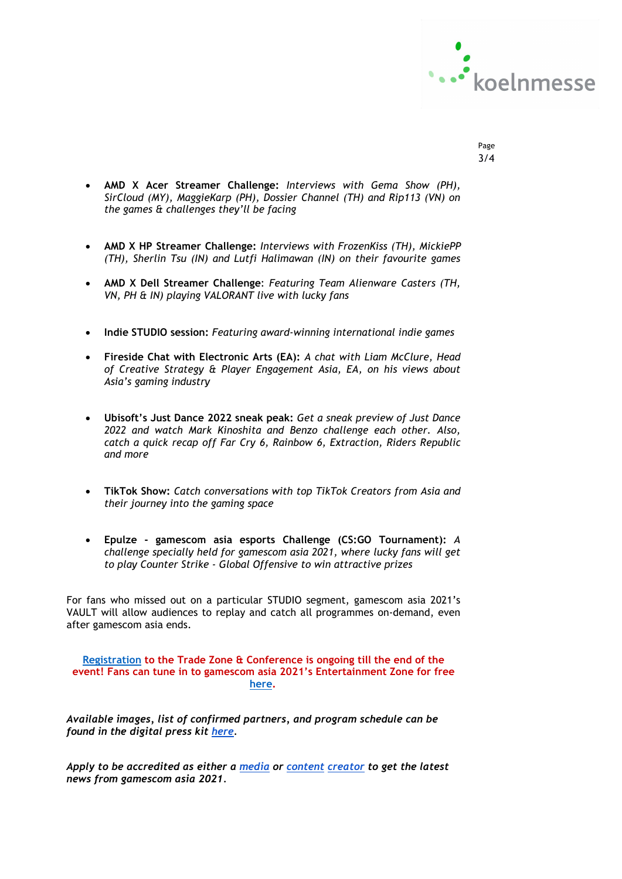- **AMD X Acer Streamer Challenge:** *Interviews with Gema Show (PH), SirCloud (MY), MaggieKarp (PH), Dossier Channel (TH) and Rip113 (VN) on the games & challenges they'll be facing*

- **AMD X HP Streamer Challenge:** *Interviews with FrozenKiss (TH), MickiePP (TH), Sherlin Tsu (IN) and Lutfi Halimawan (IN) on their favourite games*

- **AMD X Dell Streamer Challenge**: *Featuring Team Alienware Casters (TH, VN, PH & IN) playing VALORANT live with lucky fans*

- **Indie STUDIO session:** *Featuring award-winning international indie games*

- **Fireside Chat with Electronic Arts (EA):** *A chat with Liam McClure, Head of Creative Strategy & Player Engagement Asia, EA, on his views about Asia's gaming industry*

- **Ubisoft's Just Dance 2022 sneak peak:** *Get a sneak preview of Just Dance 2022 and watch Mark Kinoshita and Benzo challenge each other. Also, catch a quick recap off Far Cry 6, Rainbow 6, Extraction, Riders Republic and more*

- **TikTok Show:** *Catch conversations with top TikTok Creators from Asia and their journey into the gaming space*

- **Epulze - gamescom asia esports Challenge (CS:GO Tournament):** *A challenge specially held for gamescom asia 2021, where lucky fans will get to play Counter Strike - Global Offensive to win attractive prizes*

For fans who missed out on a particular STUDIO segment, gamescom asia 2021's VAULT will allow audiences to replay and catch all programmes on-demand, even after gamescom asia ends.

**Registration to the Trade Zone & Conference is ongoing till the end of the event! Fans can tune in to gamescom asia 2021's Entertainment Zone for free here.**

***Available images, list of confirmed partners, and program schedule can be found in the digital press kit here.***

***Apply to be accredited as either a media or content creator to get the latest news from gamescom asia 2021.***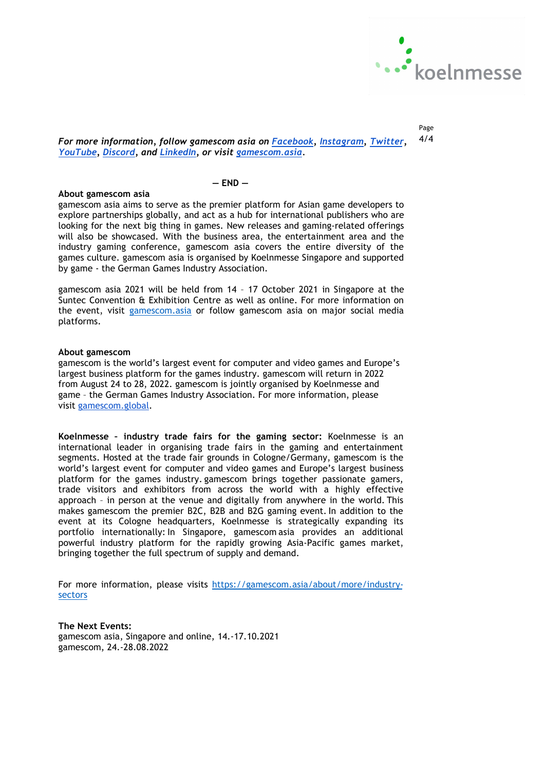***For more information, follow gamescom asia on [Facebook](), [Instagram](), [Twitter](), [YouTube](), [Discord](), and [LinkedIn](), or visit [gamescom.asia]().***

**— END —**

**About gamescom asia**

gamescom asia aims to serve as the premier platform for Asian game developers to explore partnerships globally, and act as a hub for international publishers who are looking for the next big thing in games. New releases and gaming-related offerings will also be showcased. With the business area, the entertainment area and the industry gaming conference, gamescom asia covers the entire diversity of the games culture. gamescom asia is organised by Koelnmesse Singapore and supported by game - the German Games Industry Association.

gamescom asia 2021 will be held from 14 – 17 October 2021 in Singapore at the Suntec Convention & Exhibition Centre as well as online. For more information on the event, visit gamescom.asia or follow gamescom asia on major social media platforms.

**About gamescom**

gamescom is the world's largest event for computer and video games and Europe's largest business platform for the games industry. gamescom will return in 2022 from August 24 to 28, 2022. gamescom is jointly organised by Koelnmesse and game – the German Games Industry Association. For more information, please visit gamescom.global.

**Koelnmesse – industry trade fairs for the gaming sector:** Koelnmesse is an international leader in organising trade fairs in the gaming and entertainment segments. Hosted at the trade fair grounds in Cologne/Germany, gamescom is the world's largest event for computer and video games and Europe's largest business platform for the games industry. gamescom brings together passionate gamers, trade visitors and exhibitors from across the world with a highly effective approach – in person at the venue and digitally from anywhere in the world. This makes gamescom the premier B2C, B2B and B2G gaming event. In addition to the event at its Cologne headquarters, Koelnmesse is strategically expanding its portfolio internationally: In Singapore, gamescom asia provides an additional powerful industry platform for the rapidly growing Asia-Pacific games market, bringing together the full spectrum of supply and demand.

For more information, please visits https://gamescom.asia/about/more/industry-sectors

**The Next Events:**

gamescom asia, Singapore and online, 14.-17.10.2021
gamescom, 24.-28.08.2022